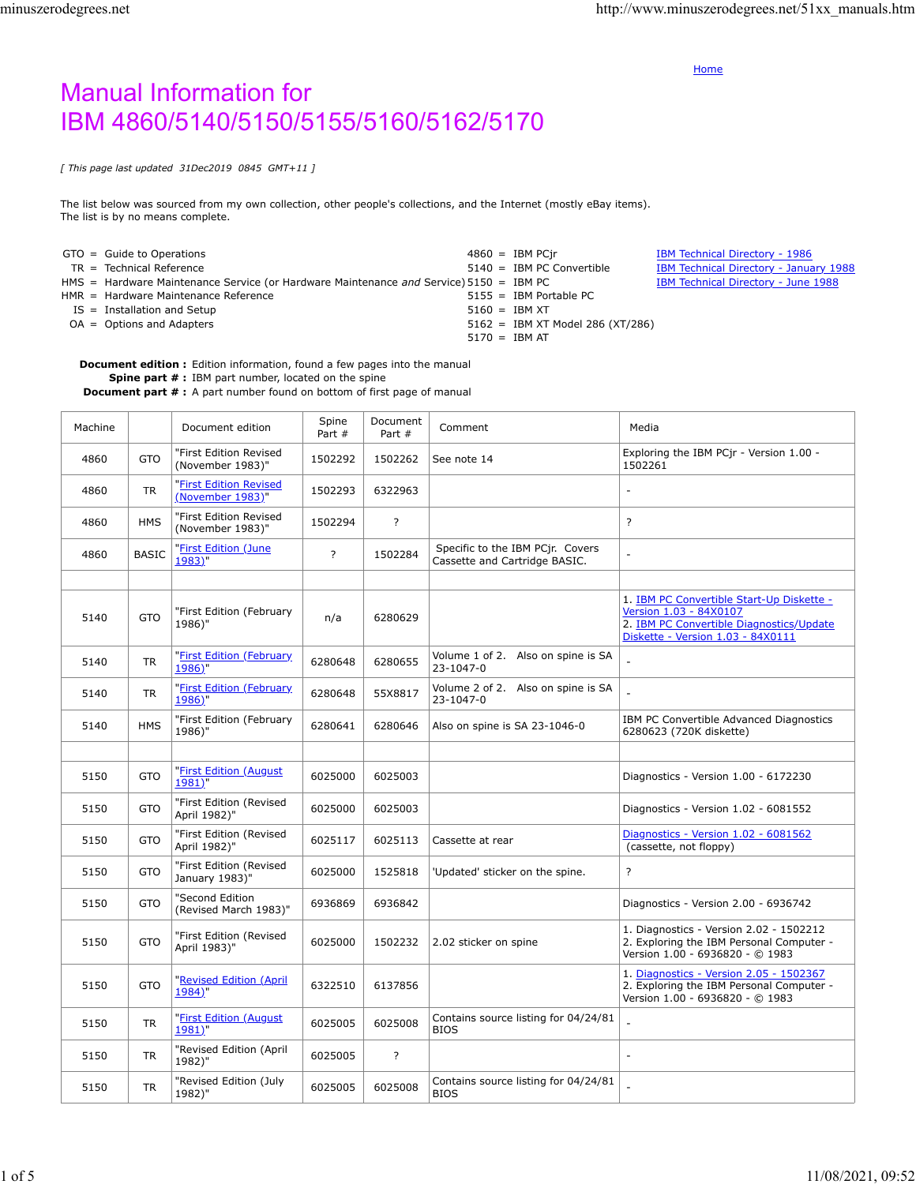Home

# Manual Information for IBM 4860/5140/5150/5155/5160/5162/5170

*[ This page last updated 31Dec2019 0845 GMT+11 ]*

The list below was sourced from my own collection, other people's collections, and the Internet (mostly eBay items).
The list is by no means complete.

| | | | | |
|---|---|---|---|---|
| GTO = Guide to Operations | 4860 = IBM PCjr | IBM Technical Directory - 1986 |
| TR = Technical Reference | 5140 = IBM PC Convertible | IBM Technical Directory - January 1988 |
| HMS = Hardware Maintenance Service (or Hardware Maintenance *and* Service) | 5150 = IBM PC | IBM Technical Directory - June 1988 |
| HMR = Hardware Maintenance Reference | 5155 = IBM Portable PC | |
| IS = Installation and Setup | 5160 = IBM XT | |
| OA = Options and Adapters | 5162 = IBM XT Model 286 (XT/286) | |
| | 5170 = IBM AT | |

**Document edition :** Edition information, found a few pages into the manual
**Spine part # :** IBM part number, located on the spine
**Document part # :** A part number found on bottom of first page of manual

| Machine | | Document edition | Spine Part # | Document Part # | Comment | Media |
|---|---|---|---|---|---|---|
| 4860 | GTO | "First Edition Revised (November 1983)" | 1502292 | 1502262 | See note 14 | Exploring the IBM PCjr - Version 1.00 - 1502261 |
| 4860 | TR | "First Edition Revised (November 1983)" | 1502293 | 6322963 | | - |
| 4860 | HMS | "First Edition Revised (November 1983)" | 1502294 | ? | | ? |
| 4860 | BASIC | "First Edition (June 1983)" | ? | 1502284 | Specific to the IBM PCjr. Covers Cassette and Cartridge BASIC. | - |
| | | | | | | |
| 5140 | GTO | "First Edition (February 1986)" | n/a | 6280629 | | 1. IBM PC Convertible Start-Up Diskette - Version 1.03 - 84X0107<br>2. IBM PC Convertible Diagnostics/Update Diskette - Version 1.03 - 84X0111 |
| 5140 | TR | "First Edition (February 1986)" | 6280648 | 6280655 | Volume 1 of 2. Also on spine is SA 23-1047-0 | - |
| 5140 | TR | "First Edition (February 1986)" | 6280648 | 55X8817 | Volume 2 of 2. Also on spine is SA 23-1047-0 | - |
| 5140 | HMS | "First Edition (February 1986)" | 6280641 | 6280646 | Also on spine is SA 23-1046-0 | IBM PC Convertible Advanced Diagnostics 6280623 (720K diskette) |
| | | | | | | |
| 5150 | GTO | "First Edition (August 1981)" | 6025000 | 6025003 | | Diagnostics - Version 1.00 - 6172230 |
| 5150 | GTO | "First Edition (Revised April 1982)" | 6025000 | 6025003 | | Diagnostics - Version 1.02 - 6081552 |
| 5150 | GTO | "First Edition (Revised April 1982)" | 6025117 | 6025113 | Cassette at rear | Diagnostics - Version 1.02 - 6081562 (cassette, not floppy) |
| 5150 | GTO | "First Edition (Revised January 1983)" | 6025000 | 1525818 | 'Updated' sticker on the spine. | ? |
| 5150 | GTO | "Second Edition (Revised March 1983)" | 6936869 | 6936842 | | Diagnostics - Version 2.00 - 6936742 |
| 5150 | GTO | "First Edition (Revised April 1983)" | 6025000 | 1502232 | 2.02 sticker on spine | 1. Diagnostics - Version 2.02 - 1502212<br>2. Exploring the IBM Personal Computer - Version 1.00 - 6936820 - © 1983 |
| 5150 | GTO | "Revised Edition (April 1984)" | 6322510 | 6137856 | | 1. Diagnostics - Version 2.05 - 1502367<br>2. Exploring the IBM Personal Computer - Version 1.00 - 6936820 - © 1983 |
| 5150 | TR | "First Edition (August 1981)" | 6025005 | 6025008 | Contains source listing for 04/24/81 BIOS | - |
| 5150 | TR | "Revised Edition (April 1982)" | 6025005 | ? | | - |
| 5150 | TR | "Revised Edition (July 1982)" | 6025005 | 6025008 | Contains source listing for 04/24/81 BIOS | - |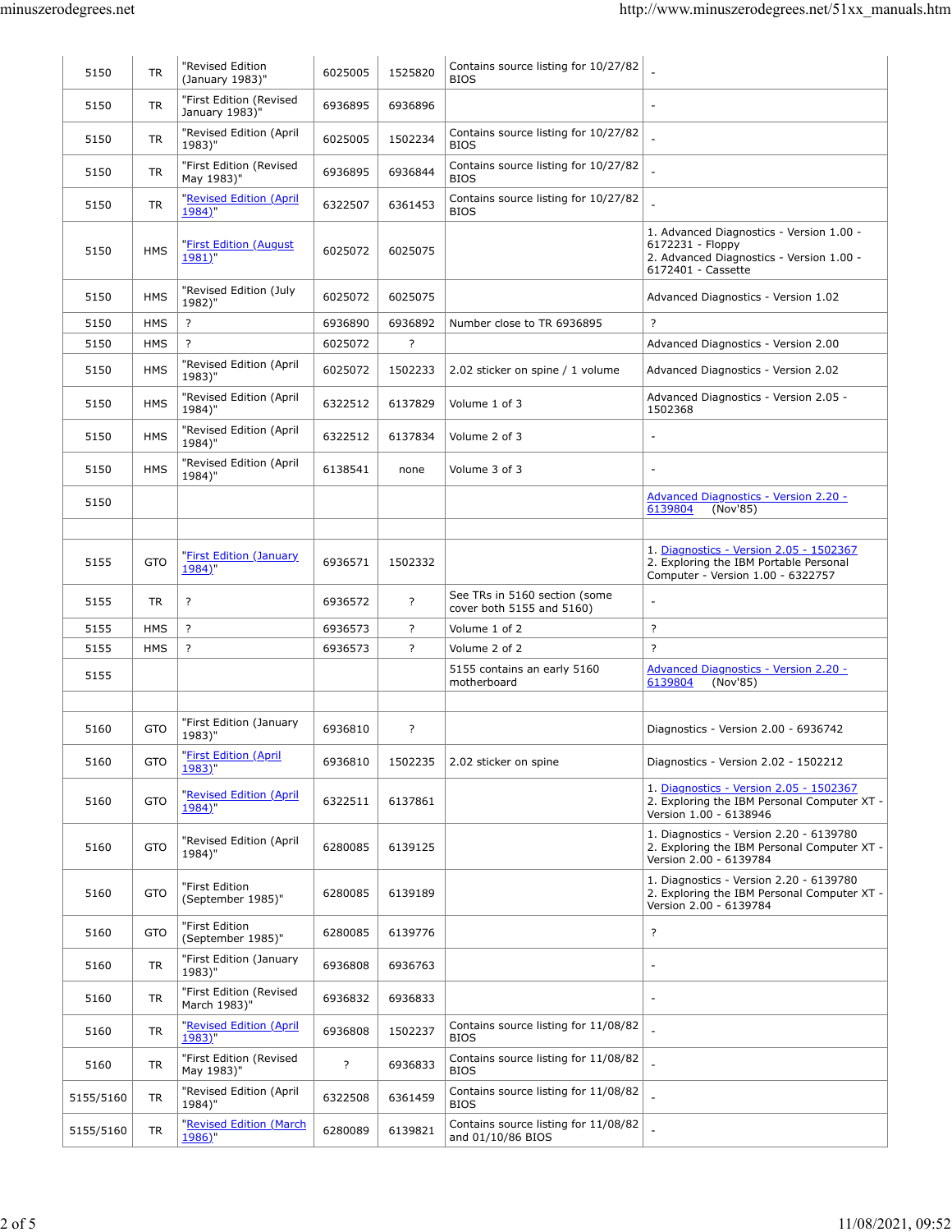| | | | | | | |
|---|---|---|---|---|---|---|
| 5150 | TR | "Revised Edition (January 1983)" | 6025005 | 1525820 | Contains source listing for 10/27/82 BIOS | - |
| 5150 | TR | "First Edition (Revised January 1983)" | 6936895 | 6936896 | | - |
| 5150 | TR | "Revised Edition (April 1983)" | 6025005 | 1502234 | Contains source listing for 10/27/82 BIOS | - |
| 5150 | TR | "First Edition (Revised May 1983)" | 6936895 | 6936844 | Contains source listing for 10/27/82 BIOS | - |
| 5150 | TR | "Revised Edition (April 1984)" | 6322507 | 6361453 | Contains source listing for 10/27/82 BIOS | - |
| 5150 | HMS | "First Edition (August 1981)" | 6025072 | 6025075 | | 1. Advanced Diagnostics - Version 1.00 - 6172231 - Floppy<br>2. Advanced Diagnostics - Version 1.00 - 6172401 - Cassette |
| 5150 | HMS | "Revised Edition (July 1982)" | 6025072 | 6025075 | | Advanced Diagnostics - Version 1.02 |
| 5150 | HMS | ? | 6936890 | 6936892 | Number close to TR 6936895 | ? |
| 5150 | HMS | ? | 6025072 | ? | | Advanced Diagnostics - Version 2.00 |
| 5150 | HMS | "Revised Edition (April 1983)" | 6025072 | 1502233 | 2.02 sticker on spine / 1 volume | Advanced Diagnostics - Version 2.02 |
| 5150 | HMS | "Revised Edition (April 1984)" | 6322512 | 6137829 | Volume 1 of 3 | Advanced Diagnostics - Version 2.05 - 1502368 |
| 5150 | HMS | "Revised Edition (April 1984)" | 6322512 | 6137834 | Volume 2 of 3 | - |
| 5150 | HMS | "Revised Edition (April 1984)" | 6138541 | none | Volume 3 of 3 | - |
| 5150 | | | | | | Advanced Diagnostics - Version 2.20 - 6139804 (Nov'85) |
| | | | | | | |
| 5155 | GTO | "First Edition (January 1984)" | 6936571 | 1502332 | | 1. Diagnostics - Version 2.05 - 1502367<br>2. Exploring the IBM Portable Personal Computer - Version 1.00 - 6322757 |
| 5155 | TR | ? | 6936572 | ? | See TRs in 5160 section (some cover both 5155 and 5160) | - |
| 5155 | HMS | ? | 6936573 | ? | Volume 1 of 2 | ? |
| 5155 | HMS | ? | 6936573 | ? | Volume 2 of 2 | ? |
| 5155 | | | | | 5155 contains an early 5160 motherboard | Advanced Diagnostics - Version 2.20 - 6139804 (Nov'85) |
| | | | | | | |
| 5160 | GTO | "First Edition (January 1983)" | 6936810 | ? | | Diagnostics - Version 2.00 - 6936742 |
| 5160 | GTO | "First Edition (April 1983)" | 6936810 | 1502235 | 2.02 sticker on spine | Diagnostics - Version 2.02 - 1502212 |
| 5160 | GTO | "Revised Edition (April 1984)" | 6322511 | 6137861 | | 1. Diagnostics - Version 2.05 - 1502367<br>2. Exploring the IBM Personal Computer XT - Version 1.00 - 6138946 |
| 5160 | GTO | "Revised Edition (April 1984)" | 6280085 | 6139125 | | 1. Diagnostics - Version 2.20 - 6139780<br>2. Exploring the IBM Personal Computer XT - Version 2.00 - 6139784 |
| 5160 | GTO | "First Edition (September 1985)" | 6280085 | 6139189 | | 1. Diagnostics - Version 2.20 - 6139780<br>2. Exploring the IBM Personal Computer XT - Version 2.00 - 6139784 |
| 5160 | GTO | "First Edition (September 1985)" | 6280085 | 6139776 | | ? |
| 5160 | TR | "First Edition (January 1983)" | 6936808 | 6936763 | | - |
| 5160 | TR | "First Edition (Revised March 1983)" | 6936832 | 6936833 | | - |
| 5160 | TR | "Revised Edition (April 1983)" | 6936808 | 1502237 | Contains source listing for 11/08/82 BIOS | - |
| 5160 | TR | "First Edition (Revised May 1983)" | ? | 6936833 | Contains source listing for 11/08/82 BIOS | - |
| 5155/5160 | TR | "Revised Edition (April 1984)" | 6322508 | 6361459 | Contains source listing for 11/08/82 BIOS | - |
| 5155/5160 | TR | "Revised Edition (March 1986)" | 6280089 | 6139821 | Contains source listing for 11/08/82 and 01/10/86 BIOS | - |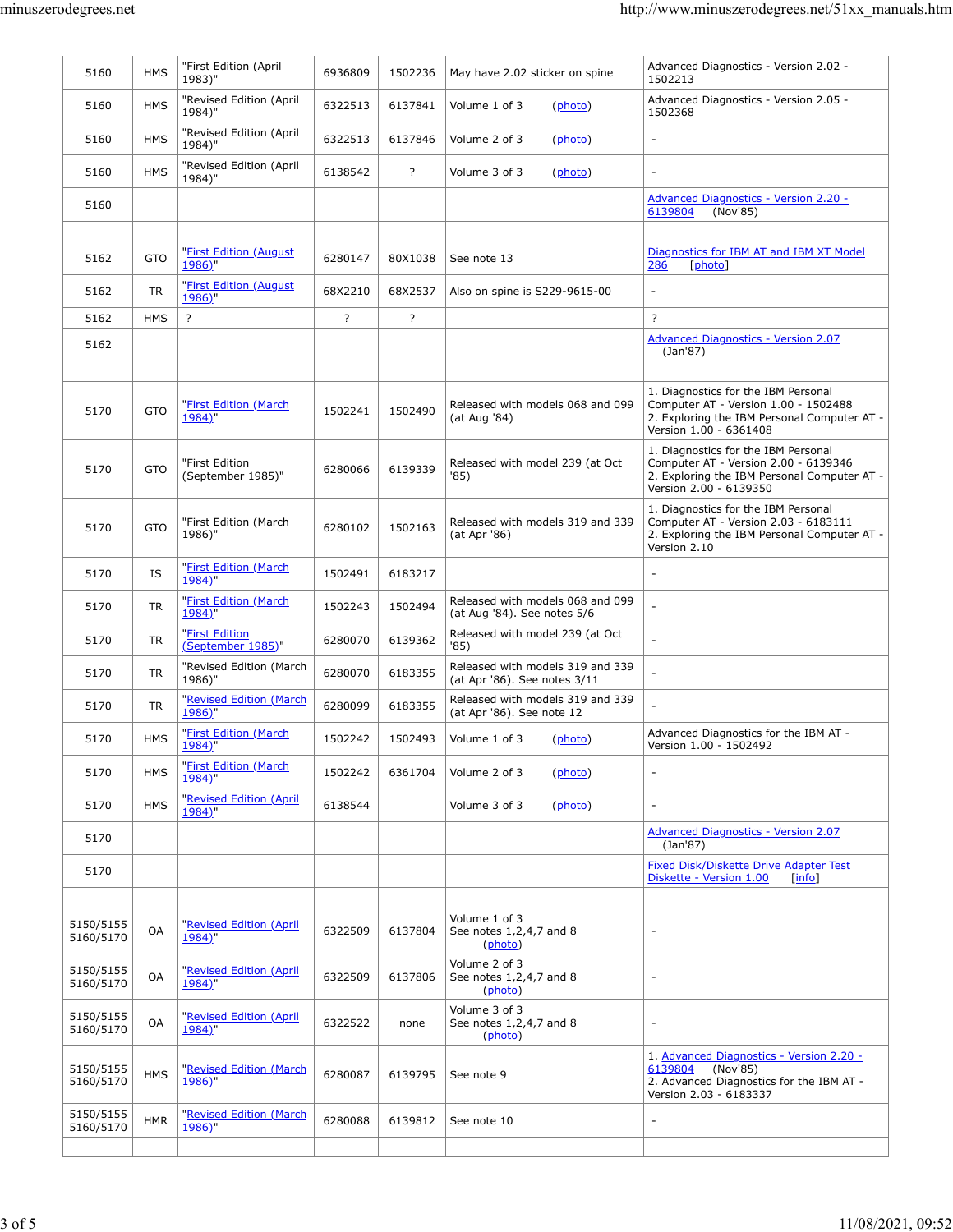| | | | | | | |
|---|---|---|---|---|---|---|
| 5160 | HMS | "First Edition (April 1983)" | 6936809 | 1502236 | May have 2.02 sticker on spine | Advanced Diagnostics - Version 2.02 - 1502213 |
| 5160 | HMS | "Revised Edition (April 1984)" | 6322513 | 6137841 | Volume 1 of 3 (photo) | Advanced Diagnostics - Version 2.05 - 1502368 |
| 5160 | HMS | "Revised Edition (April 1984)" | 6322513 | 6137846 | Volume 2 of 3 (photo) | - |
| 5160 | HMS | "Revised Edition (April 1984)" | 6138542 | ? | Volume 3 of 3 (photo) | - |
| 5160 | | | | | | Advanced Diagnostics - Version 2.20 - 6139804 (Nov'85) |
| | | | | | | |
| 5162 | GTO | "First Edition (August 1986)" | 6280147 | 80X1038 | See note 13 | Diagnostics for IBM AT and IBM XT Model 286 [photo] |
| 5162 | TR | "First Edition (August 1986)" | 68X2210 | 68X2537 | Also on spine is S229-9615-00 | - |
| 5162 | HMS | ? | ? | ? | | ? |
| 5162 | | | | | | Advanced Diagnostics - Version 2.07 (Jan'87) |
| | | | | | | |
| 5170 | GTO | "First Edition (March 1984)" | 1502241 | 1502490 | Released with models 068 and 099 (at Aug '84) | 1. Diagnostics for the IBM Personal Computer AT - Version 1.00 - 1502488<br>2. Exploring the IBM Personal Computer AT - Version 1.00 - 6361408 |
| 5170 | GTO | "First Edition (September 1985)" | 6280066 | 6139339 | Released with model 239 (at Oct '85) | 1. Diagnostics for the IBM Personal Computer AT - Version 2.00 - 6139346<br>2. Exploring the IBM Personal Computer AT - Version 2.00 - 6139350 |
| 5170 | GTO | "First Edition (March 1986)" | 6280102 | 1502163 | Released with models 319 and 339 (at Apr '86) | 1. Diagnostics for the IBM Personal Computer AT - Version 2.03 - 6183111<br>2. Exploring the IBM Personal Computer AT - Version 2.10 |
| 5170 | IS | "First Edition (March 1984)" | 1502491 | 6183217 | | - |
| 5170 | TR | "First Edition (March 1984)" | 1502243 | 1502494 | Released with models 068 and 099 (at Aug '84). See notes 5/6 | - |
| 5170 | TR | "First Edition (September 1985)" | 6280070 | 6139362 | Released with model 239 (at Oct '85) | - |
| 5170 | TR | "Revised Edition (March 1986)" | 6280070 | 6183355 | Released with models 319 and 339 (at Apr '86). See notes 3/11 | - |
| 5170 | TR | "Revised Edition (March 1986)" | 6280099 | 6183355 | Released with models 319 and 339 (at Apr '86). See note 12 | - |
| 5170 | HMS | "First Edition (March 1984)" | 1502242 | 1502493 | Volume 1 of 3 (photo) | Advanced Diagnostics for the IBM AT - Version 1.00 - 1502492 |
| 5170 | HMS | "First Edition (March 1984)" | 1502242 | 6361704 | Volume 2 of 3 (photo) | - |
| 5170 | HMS | "Revised Edition (April 1984)" | 6138544 | | Volume 3 of 3 (photo) | - |
| 5170 | | | | | | Advanced Diagnostics - Version 2.07 (Jan'87) |
| 5170 | | | | | | Fixed Disk/Diskette Drive Adapter Test Diskette - Version 1.00 [info] |
| | | | | | | |
| 5150/5155 5160/5170 | OA | "Revised Edition (April 1984)" | 6322509 | 6137804 | Volume 1 of 3<br>See notes 1,2,4,7 and 8 (photo) | - |
| 5150/5155 5160/5170 | OA | "Revised Edition (April 1984)" | 6322509 | 6137806 | Volume 2 of 3<br>See notes 1,2,4,7 and 8 (photo) | - |
| 5150/5155 5160/5170 | OA | "Revised Edition (April 1984)" | 6322522 | none | Volume 3 of 3<br>See notes 1,2,4,7 and 8 (photo) | - |
| 5150/5155 5160/5170 | HMS | "Revised Edition (March 1986)" | 6280087 | 6139795 | See note 9 | 1. Advanced Diagnostics - Version 2.20 - 6139804 (Nov'85)<br>2. Advanced Diagnostics for the IBM AT - Version 2.03 - 6183337 |
| 5150/5155 5160/5170 | HMR | "Revised Edition (March 1986)" | 6280088 | 6139812 | See note 10 | - |
| | | | | | | |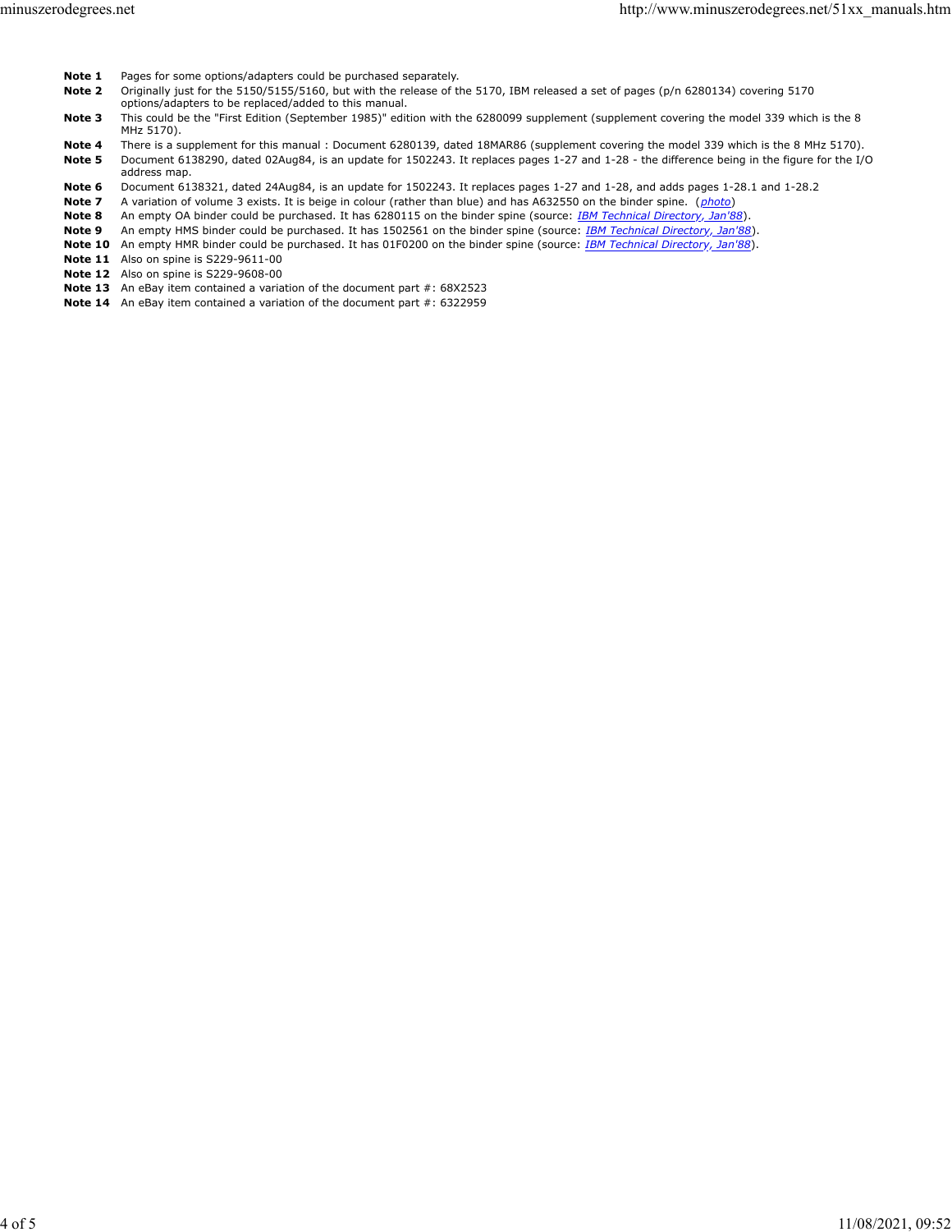**Note 1** Pages for some options/adapters could be purchased separately.

**Note 2** Originally just for the 5150/5155/5160, but with the release of the 5170, IBM released a set of pages (p/n 6280134) covering 5170 options/adapters to be replaced/added to this manual.

**Note 3** This could be the "First Edition (September 1985)" edition with the 6280099 supplement (supplement covering the model 339 which is the 8 MHz 5170).

**Note 4** There is a supplement for this manual : Document 6280139, dated 18MAR86 (supplement covering the model 339 which is the 8 MHz 5170).

**Note 5** Document 6138290, dated 02Aug84, is an update for 1502243. It replaces pages 1-27 and 1-28 - the difference being in the figure for the I/O address map.

**Note 6** Document 6138321, dated 24Aug84, is an update for 1502243. It replaces pages 1-27 and 1-28, and adds pages 1-28.1 and 1-28.2

**Note 7** A variation of volume 3 exists. It is beige in colour (rather than blue) and has A632550 on the binder spine. (*photo*)

**Note 8** An empty OA binder could be purchased. It has 6280115 on the binder spine (source: *IBM Technical Directory, Jan'88*).

**Note 9** An empty HMS binder could be purchased. It has 1502561 on the binder spine (source: *IBM Technical Directory, Jan'88*).

**Note 10** An empty HMR binder could be purchased. It has 01F0200 on the binder spine (source: *IBM Technical Directory, Jan'88*).

**Note 11** Also on spine is S229-9611-00

**Note 12** Also on spine is S229-9608-00

**Note 13** An eBay item contained a variation of the document part #: 68X2523

**Note 14** An eBay item contained a variation of the document part #: 6322959